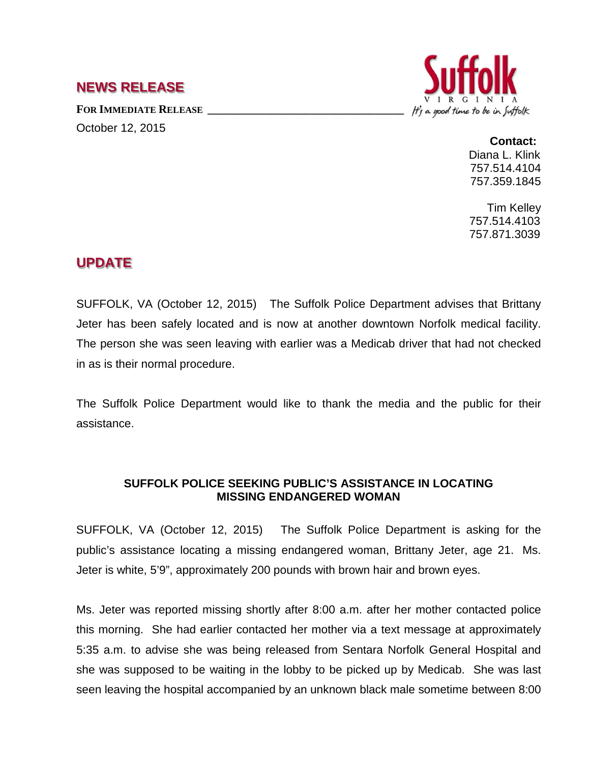# NEWS RELEASE

**FOR IMMEDIATE RELEASE**

October 12, 2015

Suffolk VIRGINIA
It's a good time to be in Suffolk

**Contact:**
Diana L. Klink
757.514.4104
757.359.1845

Tim Kelley
757.514.4103
757.871.3039

## UPDATE

SUFFOLK, VA (October 12, 2015) The Suffolk Police Department advises that Brittany Jeter has been safely located and is now at another downtown Norfolk medical facility. The person she was seen leaving with earlier was a Medicab driver that had not checked in as is their normal procedure.

The Suffolk Police Department would like to thank the media and the public for their assistance.

**SUFFOLK POLICE SEEKING PUBLIC'S ASSISTANCE IN LOCATING MISSING ENDANGERED WOMAN**

SUFFOLK, VA (October 12, 2015) The Suffolk Police Department is asking for the public's assistance locating a missing endangered woman, Brittany Jeter, age 21. Ms. Jeter is white, 5'9", approximately 200 pounds with brown hair and brown eyes.

Ms. Jeter was reported missing shortly after 8:00 a.m. after her mother contacted police this morning. She had earlier contacted her mother via a text message at approximately 5:35 a.m. to advise she was being released from Sentara Norfolk General Hospital and she was supposed to be waiting in the lobby to be picked up by Medicab. She was last seen leaving the hospital accompanied by an unknown black male sometime between 8:00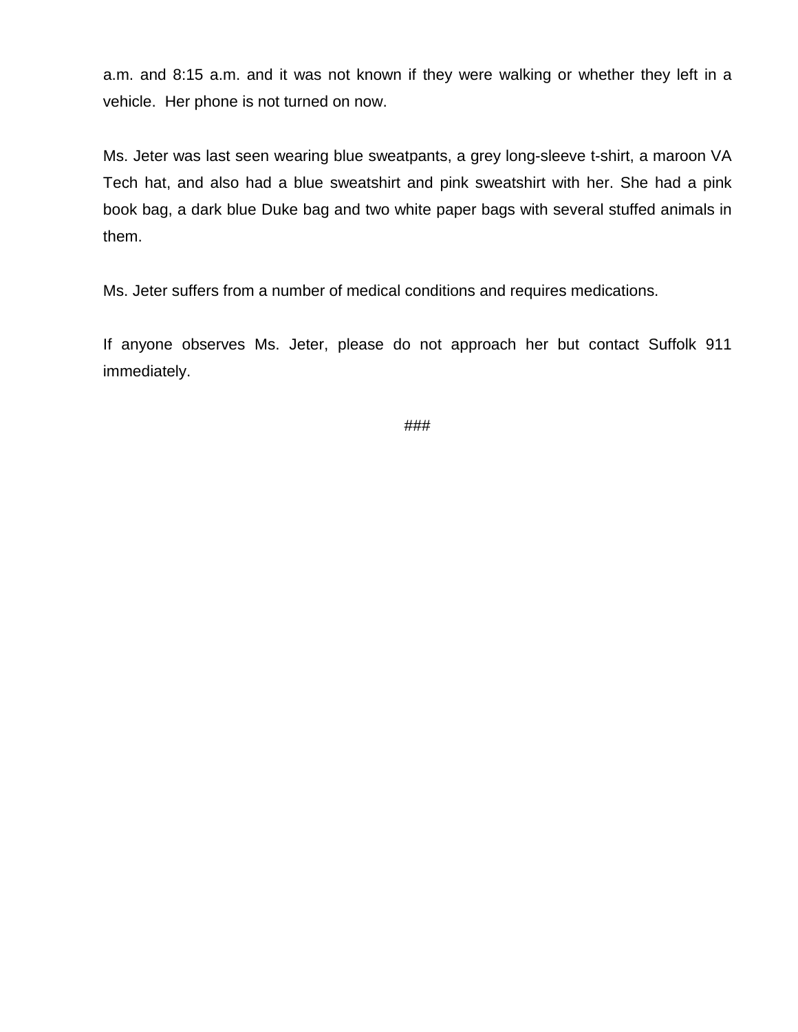a.m. and 8:15 a.m. and it was not known if they were walking or whether they left in a vehicle.  Her phone is not turned on now.

Ms. Jeter was last seen wearing blue sweatpants, a grey long-sleeve t-shirt, a maroon VA Tech hat, and also had a blue sweatshirt and pink sweatshirt with her. She had a pink book bag, a dark blue Duke bag and two white paper bags with several stuffed animals in them.

Ms. Jeter suffers from a number of medical conditions and requires medications.

If anyone observes Ms. Jeter, please do not approach her but contact Suffolk 911 immediately.

###